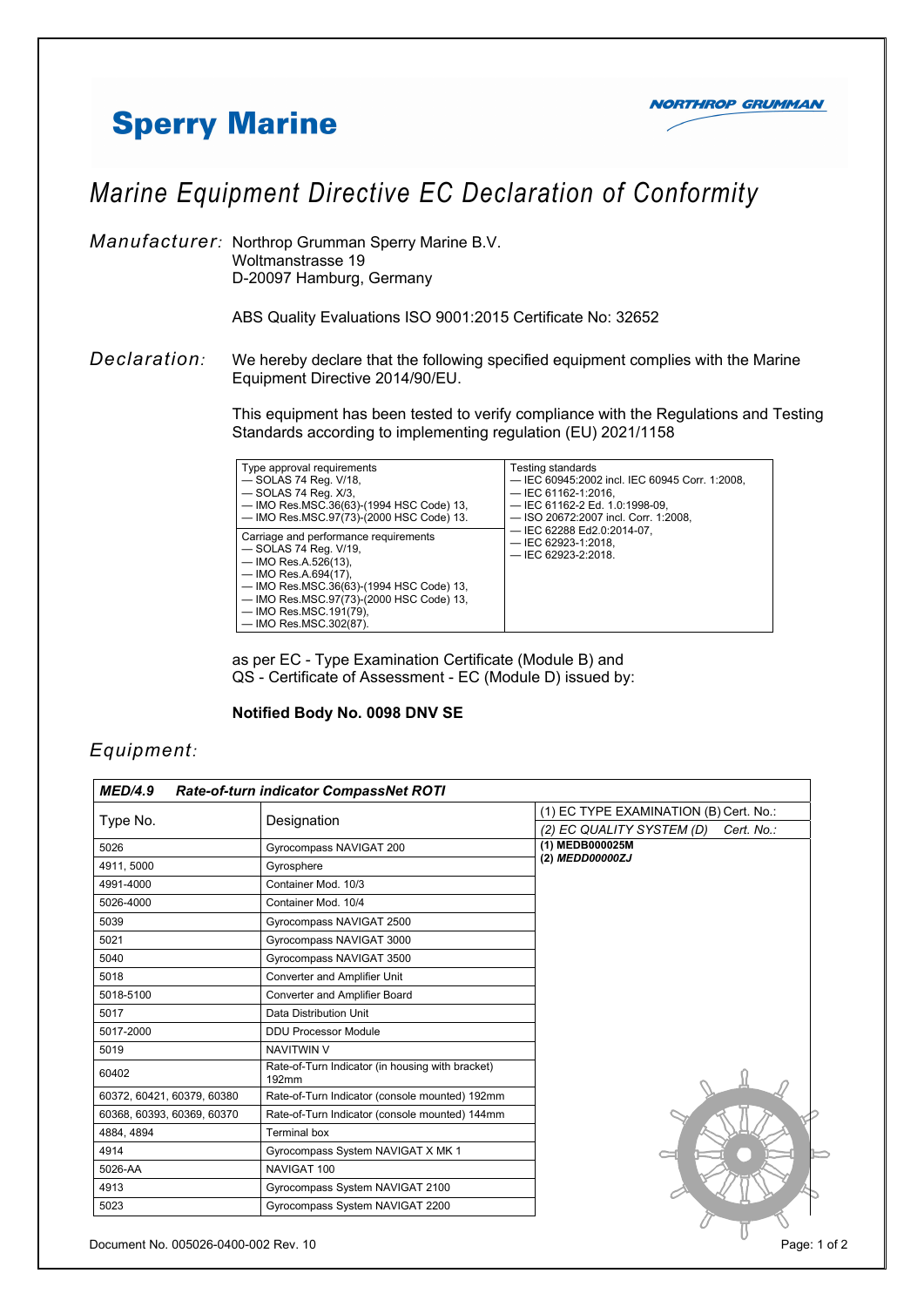# Sperry Marine

NORTHROP GRUMMAN

## Marine Equipment Directive EC Declaration of Conformity

*Manufacturer:* Northrop Grumman Sperry Marine B.V.
Woltmanstrasse 19
D-20097 Hamburg, Germany

ABS Quality Evaluations ISO 9001:2015 Certificate No: 32652

*Declaration:* We hereby declare that the following specified equipment complies with the Marine Equipment Directive 2014/90/EU.

This equipment has been tested to verify compliance with the Regulations and Testing Standards according to implementing regulation (EU) 2021/1158

| Type approval requirements<br>— SOLAS 74 Reg. V/18,<br>— SOLAS 74 Reg. X/3,<br>— IMO Res.MSC.36(63)-(1994 HSC Code) 13,<br>— IMO Res.MSC.97(73)-(2000 HSC Code) 13. | Testing standards<br>— IEC 60945:2002 incl. IEC 60945 Corr. 1:2008,<br>— IEC 61162-1:2016,<br>— IEC 61162-2 Ed. 1.0:1998-09,<br>— ISO 20672:2007 incl. Corr. 1:2008,<br>— IEC 62288 Ed2.0:2014-07,<br>— IEC 62923-1:2018,<br>— IEC 62923-2:2018. |
|---|---|
| Carriage and performance requirements<br>— SOLAS 74 Reg. V/19,<br>— IMO Res.A.526(13),<br>— IMO Res.A.694(17),<br>— IMO Res.MSC.36(63)-(1994 HSC Code) 13,<br>— IMO Res.MSC.97(73)-(2000 HSC Code) 13,<br>— IMO Res.MSC.191(79),<br>— IMO Res.MSC.302(87). | |

as per EC - Type Examination Certificate (Module B) and
QS - Certificate of Assessment - EC (Module D) issued by:

**Notified Body No. 0098 DNV SE**

*Equipment:*

| ***MED/4.9 Rate-of-turn indicator CompassNet ROTI*** | | |
|---|---|---|
| Type No. | Designation | (1) EC TYPE EXAMINATION (B) Cert. No.:<br>*(2) EC QUALITY SYSTEM (D) Cert. No.:* |
| 5026 | Gyrocompass NAVIGAT 200 | **(1) MEDB000025M**<br>***(2) MEDD00000ZJ*** |
| 4911, 5000 | Gyrosphere | |
| 4991-4000 | Container Mod. 10/3 | |
| 5026-4000 | Container Mod. 10/4 | |
| 5039 | Gyrocompass NAVIGAT 2500 | |
| 5021 | Gyrocompass NAVIGAT 3000 | |
| 5040 | Gyrocompass NAVIGAT 3500 | |
| 5018 | Converter and Amplifier Unit | |
| 5018-5100 | Converter and Amplifier Board | |
| 5017 | Data Distribution Unit | |
| 5017-2000 | DDU Processor Module | |
| 5019 | NAVITWIN V | |
| 60402 | Rate-of-Turn Indicator (in housing with bracket) 192mm | |
| 60372, 60421, 60379, 60380 | Rate-of-Turn Indicator (console mounted) 192mm | |
| 60368, 60393, 60369, 60370 | Rate-of-Turn Indicator (console mounted) 144mm | |
| 4884, 4894 | Terminal box | |
| 4914 | Gyrocompass System NAVIGAT X MK 1 | |
| 5026-AA | NAVIGAT 100 | |
| 4913 | Gyrocompass System NAVIGAT 2100 | |
| 5023 | Gyrocompass System NAVIGAT 2200 | |

Document No. 005026-0400-002 Rev. 10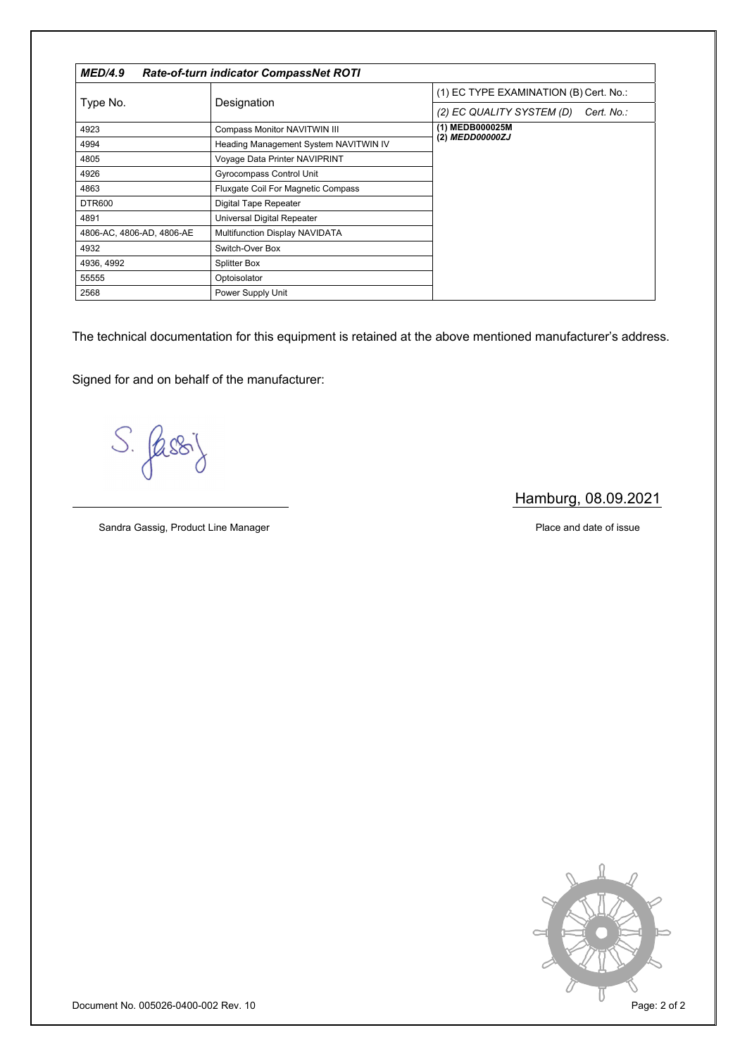| ***MED/4.9 Rate-of-turn indicator CompassNet ROTI*** | | |
|---|---|---|
| Type No. | Designation | (1) EC TYPE EXAMINATION (B) Cert. No.:<br>*(2) EC QUALITY SYSTEM (D) Cert. No.:* |
| 4923 | Compass Monitor NAVITWIN III | **(1) MEDB000025M**<br>***(2) MEDD00000ZJ*** |
| 4994 | Heading Management System NAVITWIN IV | |
| 4805 | Voyage Data Printer NAVIPRINT | |
| 4926 | Gyrocompass Control Unit | |
| 4863 | Fluxgate Coil For Magnetic Compass | |
| DTR600 | Digital Tape Repeater | |
| 4891 | Universal Digital Repeater | |
| 4806-AC, 4806-AD, 4806-AE | Multifunction Display NAVIDATA | |
| 4932 | Switch-Over Box | |
| 4936, 4992 | Splitter Box | |
| 55555 | Optoisolator | |
| 2568 | Power Supply Unit | |

The technical documentation for this equipment is retained at the above mentioned manufacturer's address.

Signed for and on behalf of the manufacturer:

S. Gassig

Sandra Gassig, Product Line Manager

Hamburg, 08.09.2021

Place and date of issue

Document No. 005026-0400-002 Rev. 10